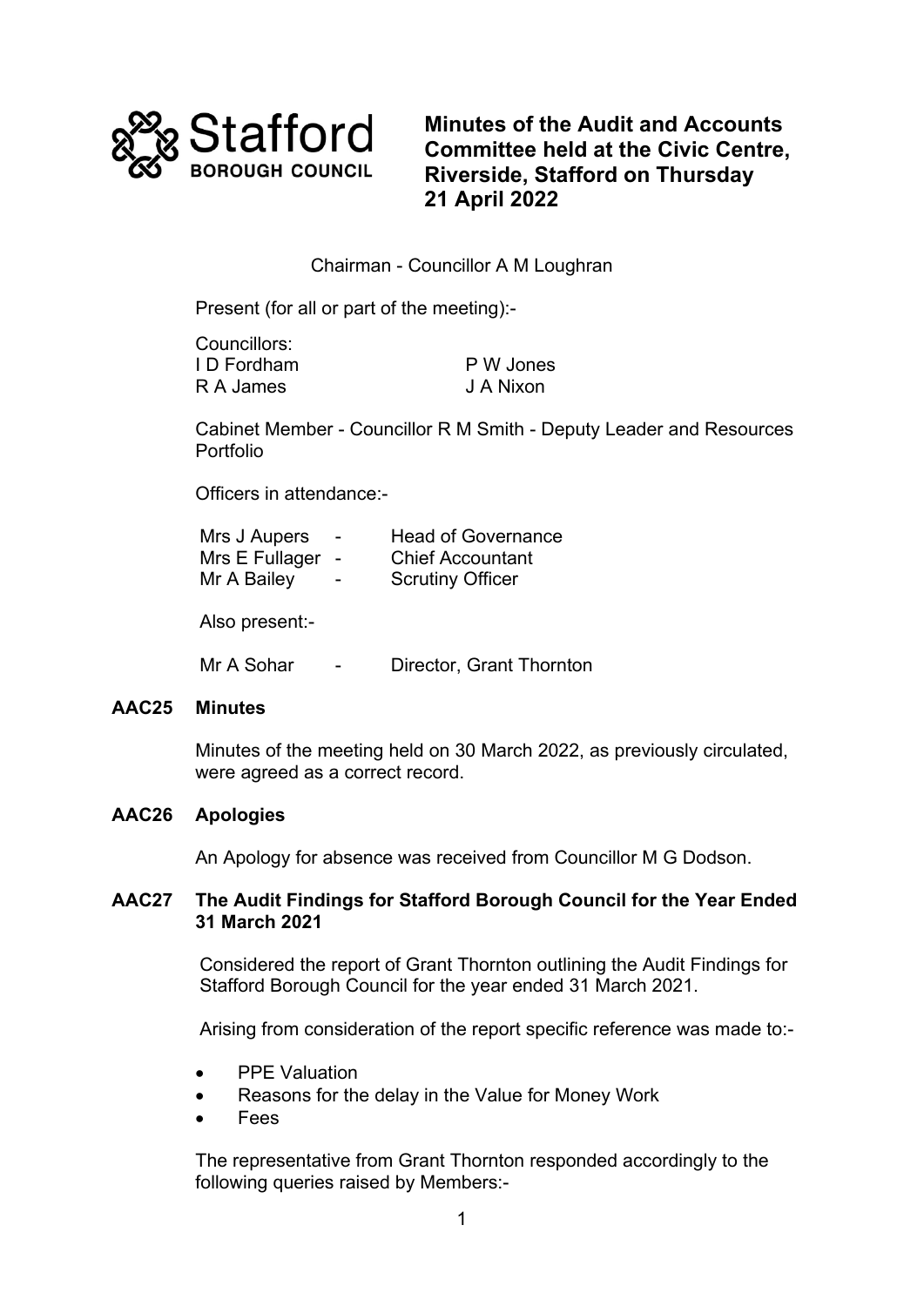Stafford BOROUGH COUNCIL

# Minutes of the Audit and Accounts Committee held at the Civic Centre, Riverside, Stafford on Thursday 21 April 2022

Chairman - Councillor A M Loughran

Present (for all or part of the meeting):-

Councillors:

| | |
|---|---|
| I D Fordham | P W Jones |
| R A James | J A Nixon |

Cabinet Member - Councillor R M Smith - Deputy Leader and Resources Portfolio

Officers in attendance:-

| | | |
|---|---|---|
| Mrs J Aupers | - | Head of Governance |
| Mrs E Fullager | - | Chief Accountant |
| Mr A Bailey | - | Scrutiny Officer |

Also present:-

| | | |
|---|---|---|
| Mr A Sohar | - | Director, Grant Thornton |

## AAC25 Minutes

Minutes of the meeting held on 30 March 2022, as previously circulated, were agreed as a correct record.

## AAC26 Apologies

An Apology for absence was received from Councillor M G Dodson.

## AAC27 The Audit Findings for Stafford Borough Council for the Year Ended 31 March 2021

Considered the report of Grant Thornton outlining the Audit Findings for Stafford Borough Council for the year ended 31 March 2021.

Arising from consideration of the report specific reference was made to:-

- PPE Valuation
- Reasons for the delay in the Value for Money Work
- Fees

The representative from Grant Thornton responded accordingly to the following queries raised by Members:-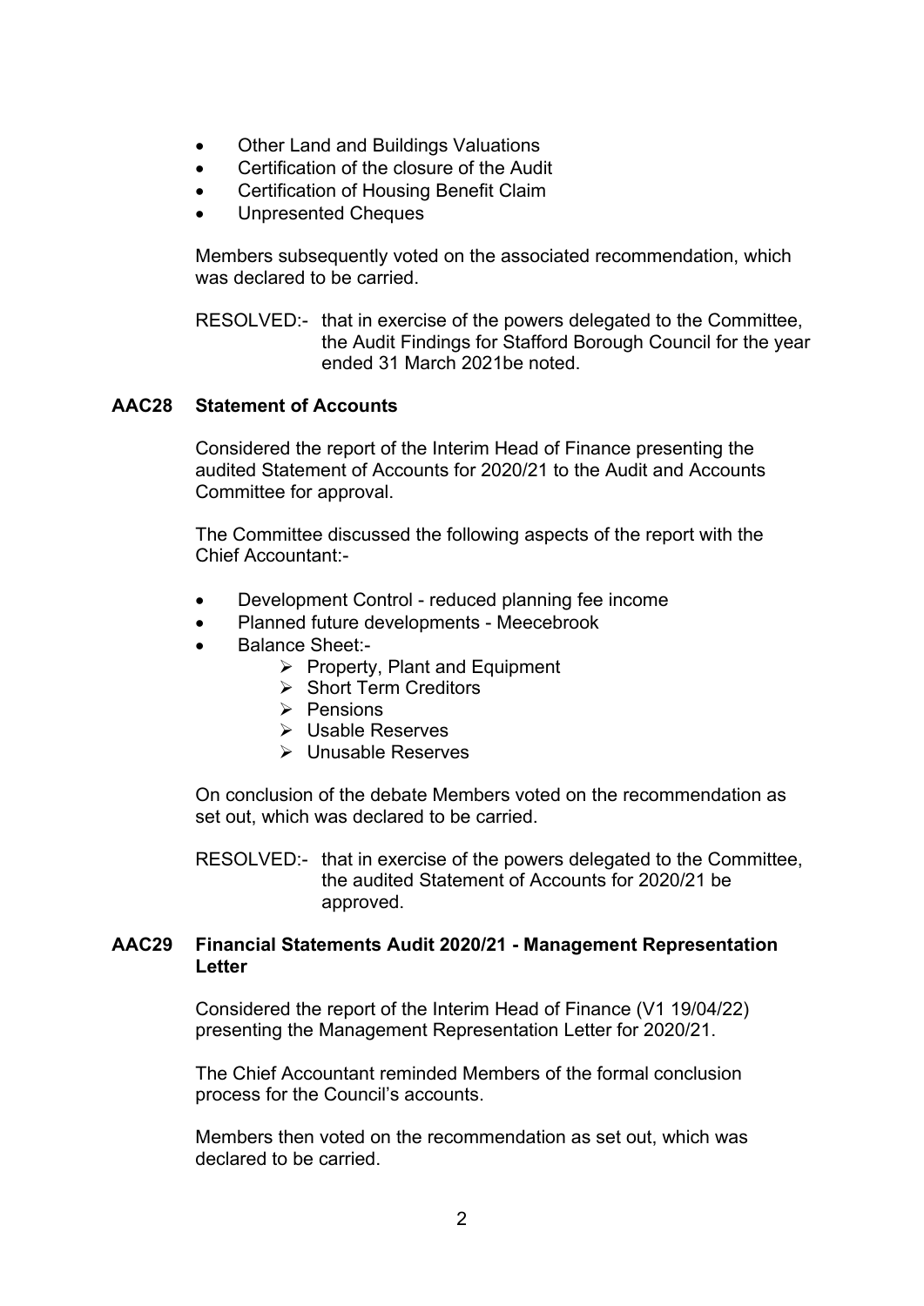- Other Land and Buildings Valuations
- Certification of the closure of the Audit
- Certification of Housing Benefit Claim
- Unpresented Cheques

Members subsequently voted on the associated recommendation, which was declared to be carried.

RESOLVED:- that in exercise of the powers delegated to the Committee, the Audit Findings for Stafford Borough Council for the year ended 31 March 2021be noted.

**AAC28 Statement of Accounts**

Considered the report of the Interim Head of Finance presenting the audited Statement of Accounts for 2020/21 to the Audit and Accounts Committee for approval.

The Committee discussed the following aspects of the report with the Chief Accountant:-

- Development Control - reduced planning fee income
- Planned future developments - Meecebrook
- Balance Sheet:-
  - Property, Plant and Equipment
  - Short Term Creditors
  - Pensions
  - Usable Reserves
  - Unusable Reserves

On conclusion of the debate Members voted on the recommendation as set out, which was declared to be carried.

RESOLVED:- that in exercise of the powers delegated to the Committee, the audited Statement of Accounts for 2020/21 be approved.

**AAC29 Financial Statements Audit 2020/21 - Management Representation Letter**

Considered the report of the Interim Head of Finance (V1 19/04/22) presenting the Management Representation Letter for 2020/21.

The Chief Accountant reminded Members of the formal conclusion process for the Council's accounts.

Members then voted on the recommendation as set out, which was declared to be carried.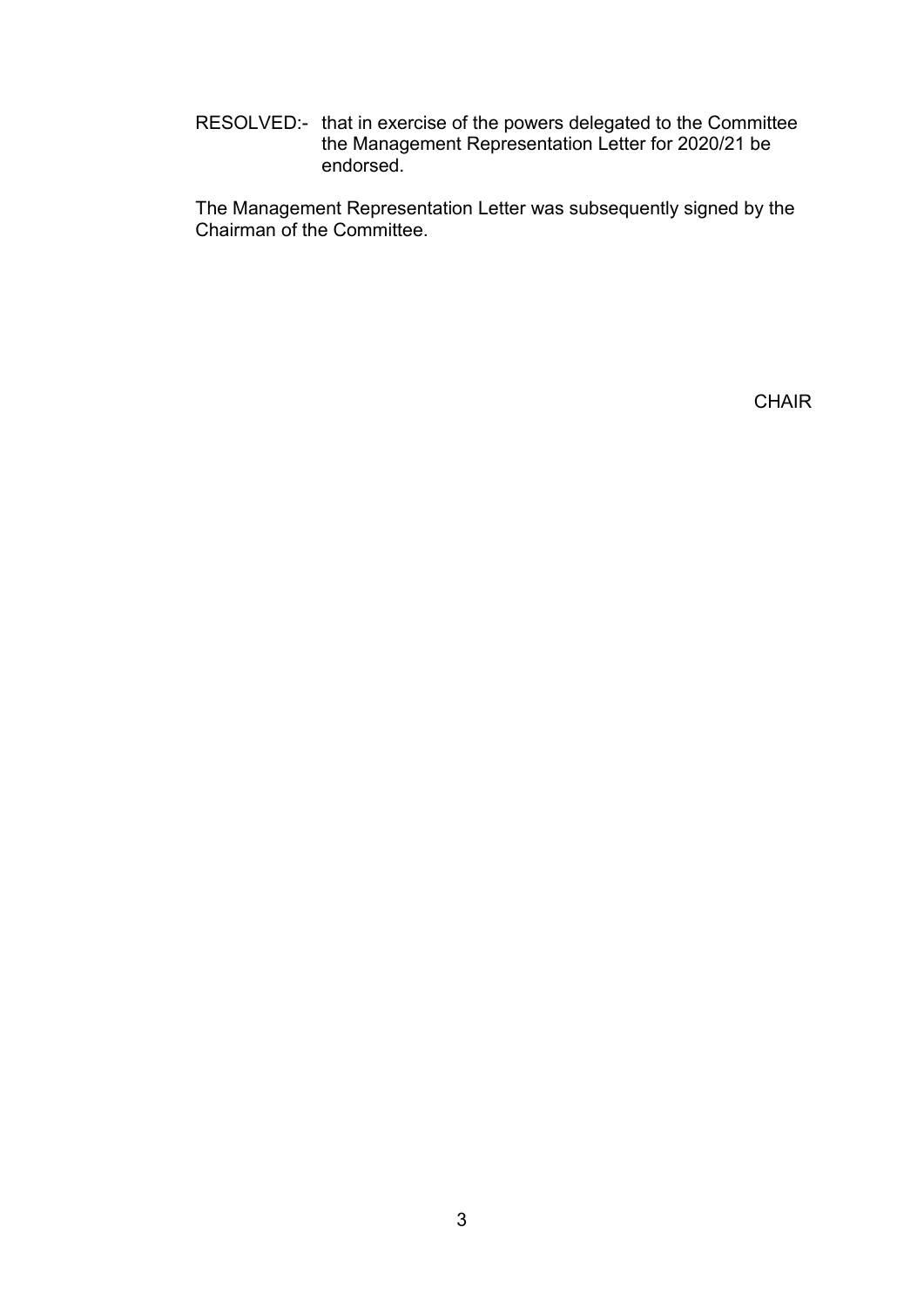RESOLVED:- that in exercise of the powers delegated to the Committee the Management Representation Letter for 2020/21 be endorsed.

The Management Representation Letter was subsequently signed by the Chairman of the Committee.

CHAIR